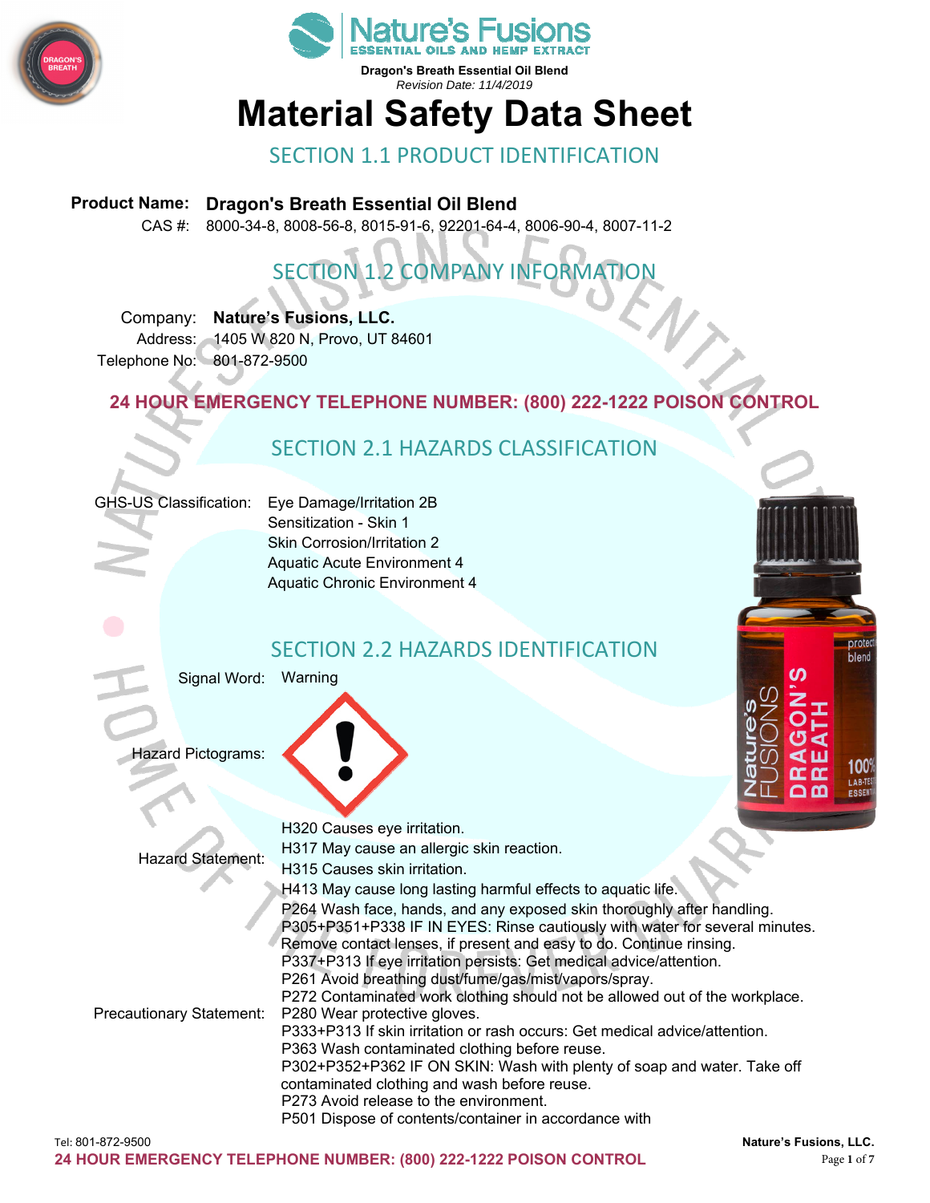Dragon's Breath Essential Oil Blend

*Revision Date: 11/4/2019*

# Material Safety Data Sheet

## SECTION 1.1 PRODUCT IDENTIFICATION

**Product Name: Dragon's Breath Essential Oil Blend**

CAS #: 8000-34-8, 8008-56-8, 8015-91-6, 92201-64-4, 8006-90-4, 8007-11-2

## SECTION 1.2 COMPANY INFORMATION

Company: **Nature's Fusions, LLC.**

Address: 1405 W 820 N, Provo, UT 84601

Telephone No: 801-872-9500

**24 HOUR EMERGENCY TELEPHONE NUMBER: (800) 222-1222 POISON CONTROL**

## SECTION 2.1 HAZARDS CLASSIFICATION

GHS-US Classification:
- Eye Damage/Irritation 2B
- Sensitization - Skin 1
- Skin Corrosion/Irritation 2
- Aquatic Acute Environment 4
- Aquatic Chronic Environment 4

## SECTION 2.2 HAZARDS IDENTIFICATION

Signal Word: Warning

Hazard Pictograms:

Hazard Statement:
- H320 Causes eye irritation.
- H317 May cause an allergic skin reaction.
- H315 Causes skin irritation.
- H413 May cause long lasting harmful effects to aquatic life.

Precautionary Statement:
- P264 Wash face, hands, and any exposed skin thoroughly after handling.
- P305+P351+P338 IF IN EYES: Rinse cautiously with water for several minutes. Remove contact lenses, if present and easy to do. Continue rinsing.
- P337+P313 If eye irritation persists: Get medical advice/attention.
- P261 Avoid breathing dust/fume/gas/mist/vapors/spray.
- P272 Contaminated work clothing should not be allowed out of the workplace.
- P280 Wear protective gloves.
- P333+P313 If skin irritation or rash occurs: Get medical advice/attention.
- P363 Wash contaminated clothing before reuse.
- P302+P352+P362 IF ON SKIN: Wash with plenty of soap and water. Take off contaminated clothing and wash before reuse.
- P273 Avoid release to the environment.
- P501 Dispose of contents/container in accordance with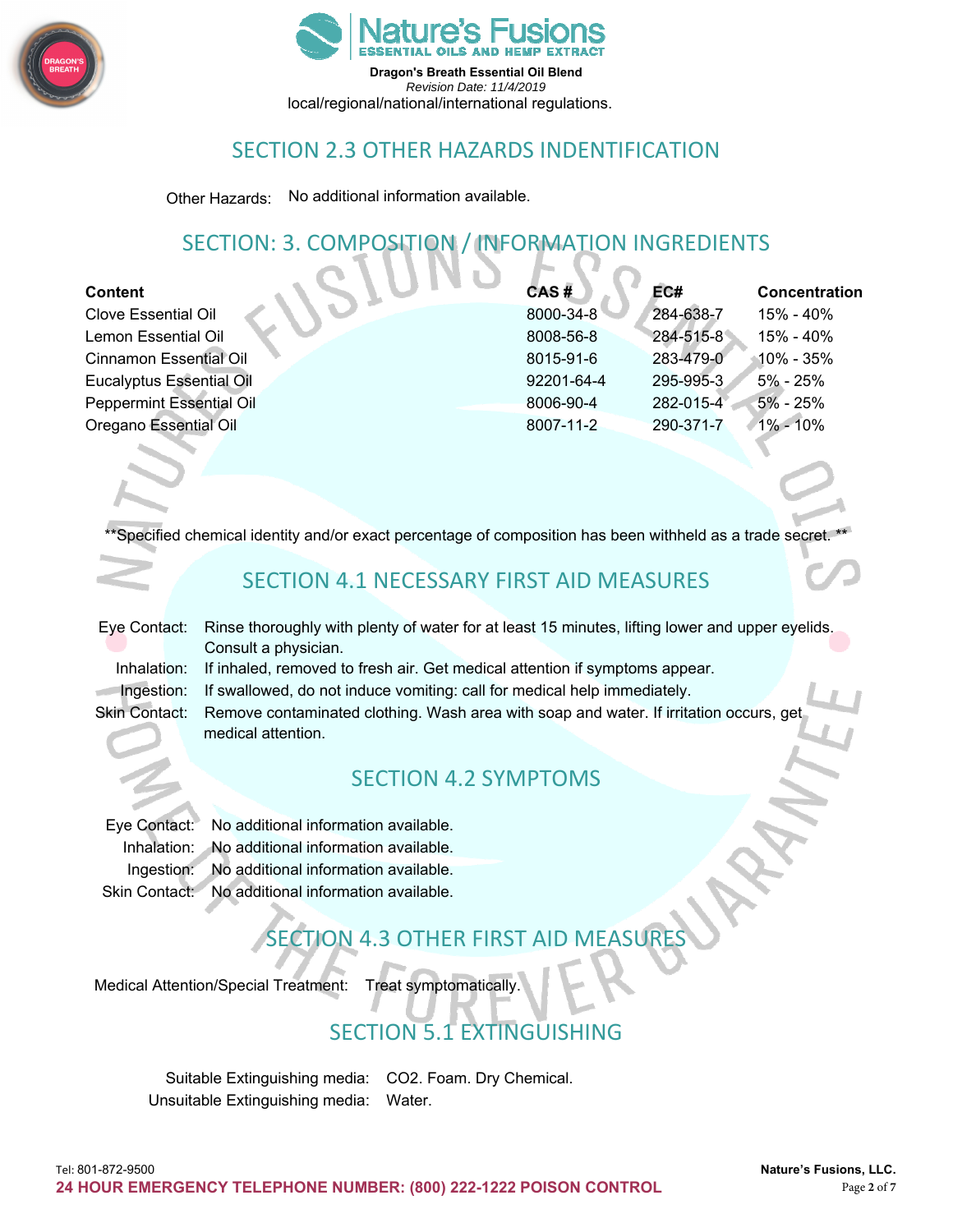local/regional/national/international regulations.

## SECTION 2.3 OTHER HAZARDS INDENTIFICATION

Other Hazards: No additional information available.

## SECTION: 3. COMPOSITION / INFORMATION INGREDIENTS

| Content | CAS # | EC# | Concentration |
|---|---|---|---|
| Clove Essential Oil | 8000-34-8 | 284-638-7 | 15% - 40% |
| Lemon Essential Oil | 8008-56-8 | 284-515-8 | 15% - 40% |
| Cinnamon Essential Oil | 8015-91-6 | 283-479-0 | 10% - 35% |
| Eucalyptus Essential Oil | 92201-64-4 | 295-995-3 | 5% - 25% |
| Peppermint Essential Oil | 8006-90-4 | 282-015-4 | 5% - 25% |
| Oregano Essential Oil | 8007-11-2 | 290-371-7 | 1% - 10% |

**Specified chemical identity and/or exact percentage of composition has been withheld as a trade secret.**

## SECTION 4.1 NECESSARY FIRST AID MEASURES

Eye Contact: Rinse thoroughly with plenty of water for at least 15 minutes, lifting lower and upper eyelids. Consult a physician.

Inhalation: If inhaled, removed to fresh air. Get medical attention if symptoms appear.

Ingestion: If swallowed, do not induce vomiting: call for medical help immediately.

Skin Contact: Remove contaminated clothing. Wash area with soap and water. If irritation occurs, get medical attention.

## SECTION 4.2 SYMPTOMS

Eye Contact: No additional information available.

Inhalation: No additional information available.

Ingestion: No additional information available.

Skin Contact: No additional information available.

## SECTION 4.3 OTHER FIRST AID MEASURES

Medical Attention/Special Treatment: Treat symptomatically.

## SECTION 5.1 EXTINGUISHING

Suitable Extinguishing media: CO2. Foam. Dry Chemical.

Unsuitable Extinguishing media: Water.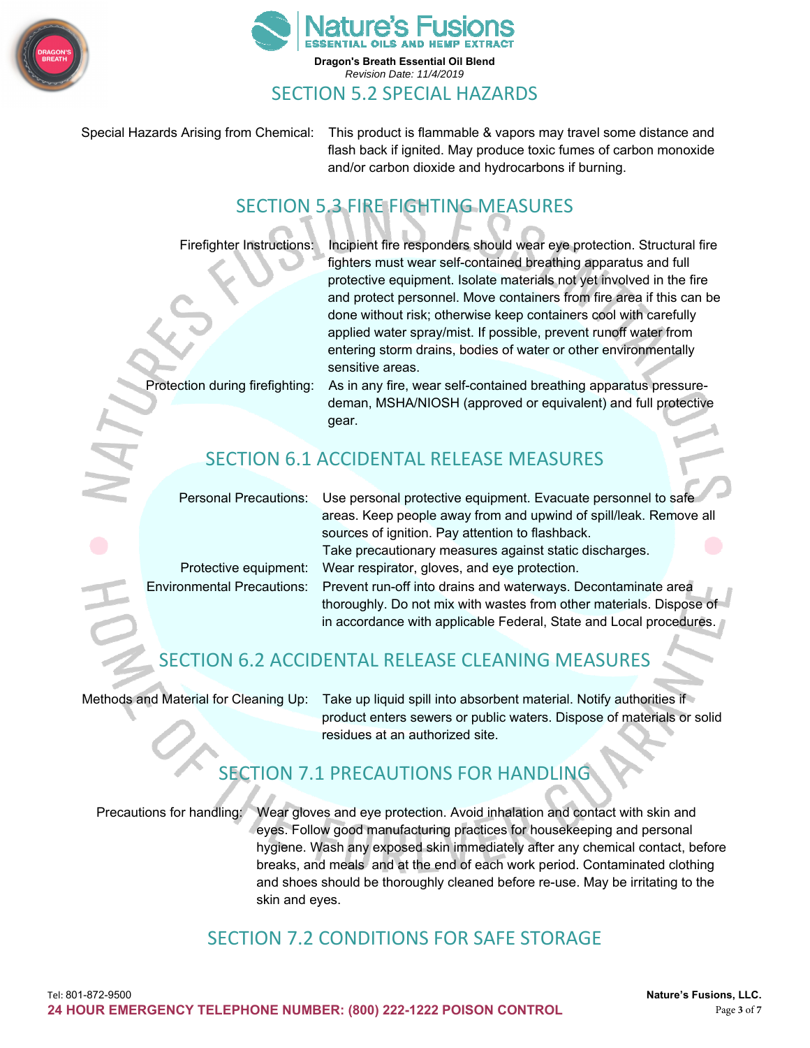## SECTION 5.2 SPECIAL HAZARDS

| | |
|---|---|
| Special Hazards Arising from Chemical: | This product is flammable & vapors may travel some distance and flash back if ignited. May produce toxic fumes of carbon monoxide and/or carbon dioxide and hydrocarbons if burning. |

## SECTION 5.3 FIRE FIGHTING MEASURES

| | |
|---|---|
| Firefighter Instructions: | Incipient fire responders should wear eye protection. Structural fire fighters must wear self-contained breathing apparatus and full protective equipment. Isolate materials not yet involved in the fire and protect personnel. Move containers from fire area if this can be done without risk; otherwise keep containers cool with carefully applied water spray/mist. If possible, prevent runoff water from entering storm drains, bodies of water or other environmentally sensitive areas. |
| Protection during firefighting: | As in any fire, wear self-contained breathing apparatus pressure-deman, MSHA/NIOSH (approved or equivalent) and full protective gear. |

## SECTION 6.1 ACCIDENTAL RELEASE MEASURES

| | |
|---|---|
| Personal Precautions: | Use personal protective equipment. Evacuate personnel to safe areas. Keep people away from and upwind of spill/leak. Remove all sources of ignition. Pay attention to flashback. Take precautionary measures against static discharges. |
| Protective equipment: | Wear respirator, gloves, and eye protection. |
| Environmental Precautions: | Prevent run-off into drains and waterways. Decontaminate area thoroughly. Do not mix with wastes from other materials. Dispose of in accordance with applicable Federal, State and Local procedures. |

## SECTION 6.2 ACCIDENTAL RELEASE CLEANING MEASURES

| | |
|---|---|
| Methods and Material for Cleaning Up: | Take up liquid spill into absorbent material. Notify authorities if product enters sewers or public waters. Dispose of materials or solid residues at an authorized site. |

## SECTION 7.1 PRECAUTIONS FOR HANDLING

| | |
|---|---|
| Precautions for handling: | Wear gloves and eye protection. Avoid inhalation and contact with skin and eyes. Follow good manufacturing practices for housekeeping and personal hygiene. Wash any exposed skin immediately after any chemical contact, before breaks, and meals and at the end of each work period. Contaminated clothing and shoes should be thoroughly cleaned before re-use. May be irritating to the skin and eyes. |

## SECTION 7.2 CONDITIONS FOR SAFE STORAGE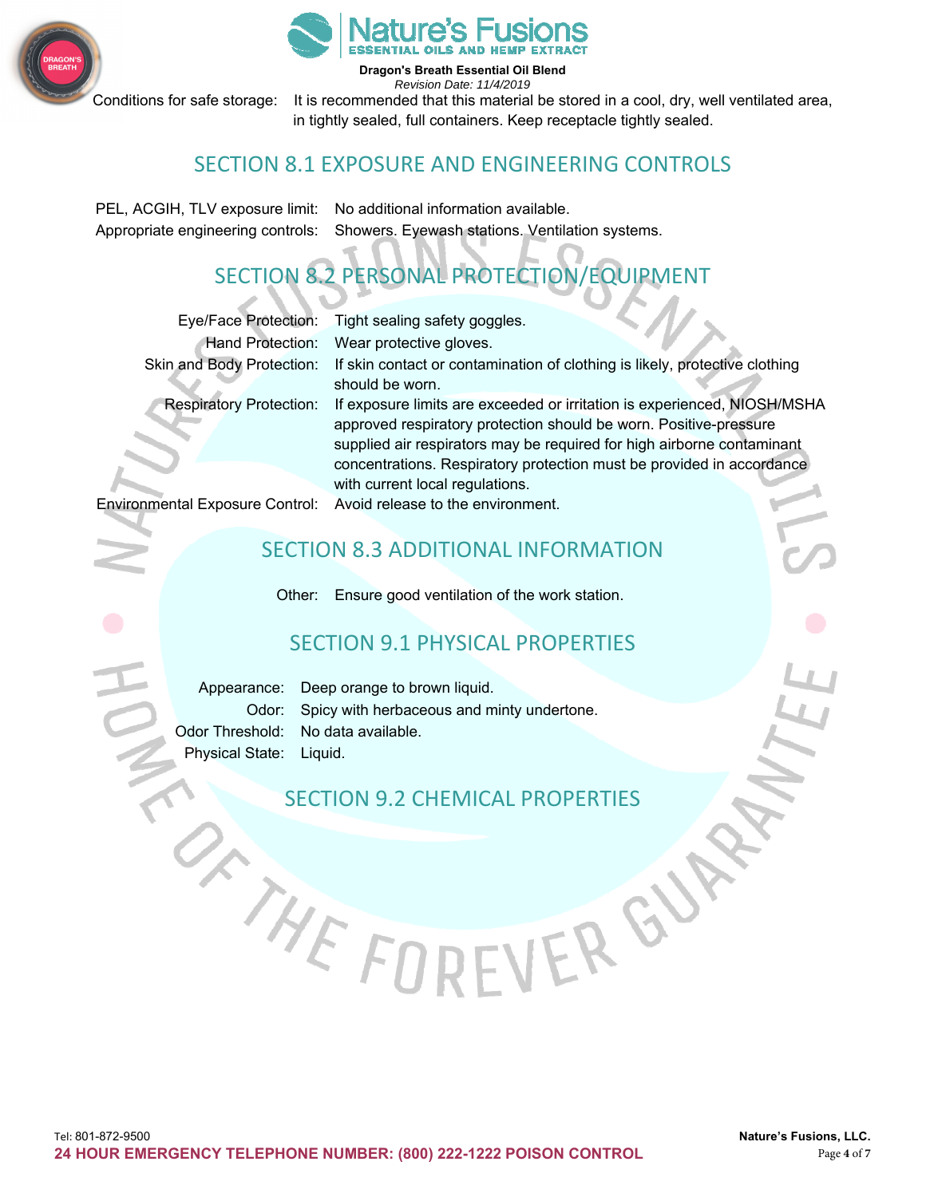Conditions for safe storage: It is recommended that this material be stored in a cool, dry, well ventilated area, in tightly sealed, full containers. Keep receptacle tightly sealed.

## SECTION 8.1 EXPOSURE AND ENGINEERING CONTROLS

PEL, ACGIH, TLV exposure limit: No additional information available.

Appropriate engineering controls: Showers. Eyewash stations. Ventilation systems.

## SECTION 8.2 PERSONAL PROTECTION/EQUIPMENT

Eye/Face Protection: Tight sealing safety goggles.

Hand Protection: Wear protective gloves.

Skin and Body Protection: If skin contact or contamination of clothing is likely, protective clothing should be worn.

Respiratory Protection: If exposure limits are exceeded or irritation is experienced, NIOSH/MSHA approved respiratory protection should be worn. Positive-pressure supplied air respirators may be required for high airborne contaminant concentrations. Respiratory protection must be provided in accordance with current local regulations.

Environmental Exposure Control: Avoid release to the environment.

## SECTION 8.3 ADDITIONAL INFORMATION

Other: Ensure good ventilation of the work station.

## SECTION 9.1 PHYSICAL PROPERTIES

Appearance: Deep orange to brown liquid.

Odor: Spicy with herbaceous and minty undertone.

Odor Threshold: No data available.

Physical State: Liquid.

## SECTION 9.2 CHEMICAL PROPERTIES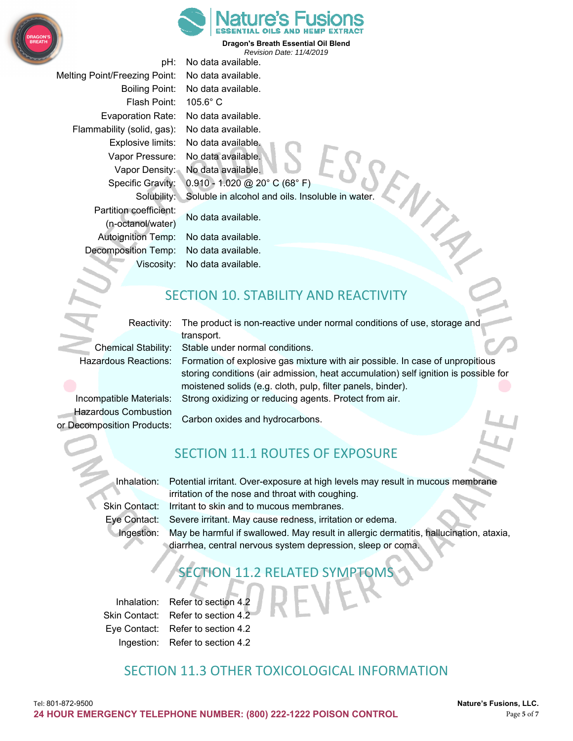| | |
|---|---|
| pH: | No data available. |
| Melting Point/Freezing Point: | No data available. |
| Boiling Point: | No data available. |
| Flash Point: | 105.6° C |
| Evaporation Rate: | No data available. |
| Flammability (solid, gas): | No data available. |
| Explosive limits: | No data available. |
| Vapor Pressure: | No data available. |
| Vapor Density: | No data available. |
| Specific Gravity: | 0.910 - 1.020 @ 20° C (68° F) |
| Solubility: | Soluble in alcohol and oils. Insoluble in water. |
| Partition coefficient: (n-octanol/water) | No data available. |
| Autoignition Temp: | No data available. |
| Decomposition Temp: | No data available. |
| Viscosity: | No data available. |

## SECTION 10. STABILITY AND REACTIVITY

| | |
|---|---|
| Reactivity: | The product is non-reactive under normal conditions of use, storage and transport. |
| Chemical Stability: | Stable under normal conditions. |
| Hazardous Reactions: | Formation of explosive gas mixture with air possible. In case of unpropitious storing conditions (air admission, heat accumulation) self ignition is possible for moistened solids (e.g. cloth, pulp, filter panels, binder). |
| Incompatible Materials: | Strong oxidizing or reducing agents. Protect from air. |
| Hazardous Combustion or Decomposition Products: | Carbon oxides and hydrocarbons. |

## SECTION 11.1 ROUTES OF EXPOSURE

| | |
|---|---|
| Inhalation: | Potential irritant. Over-exposure at high levels may result in mucous membrane irritation of the nose and throat with coughing. |
| Skin Contact: | Irritant to skin and to mucous membranes. |
| Eye Contact: | Severe irritant. May cause redness, irritation or edema. |
| Ingestion: | May be harmful if swallowed. May result in allergic dermatitis, hallucination, ataxia, diarrhea, central nervous system depression, sleep or coma. |

## SECTION 11.2 RELATED SYMPTOMS

| | |
|---|---|
| Inhalation: | Refer to section 4.2 |
| Skin Contact: | Refer to section 4.2 |
| Eye Contact: | Refer to section 4.2 |
| Ingestion: | Refer to section 4.2 |

## SECTION 11.3 OTHER TOXICOLOGICAL INFORMATION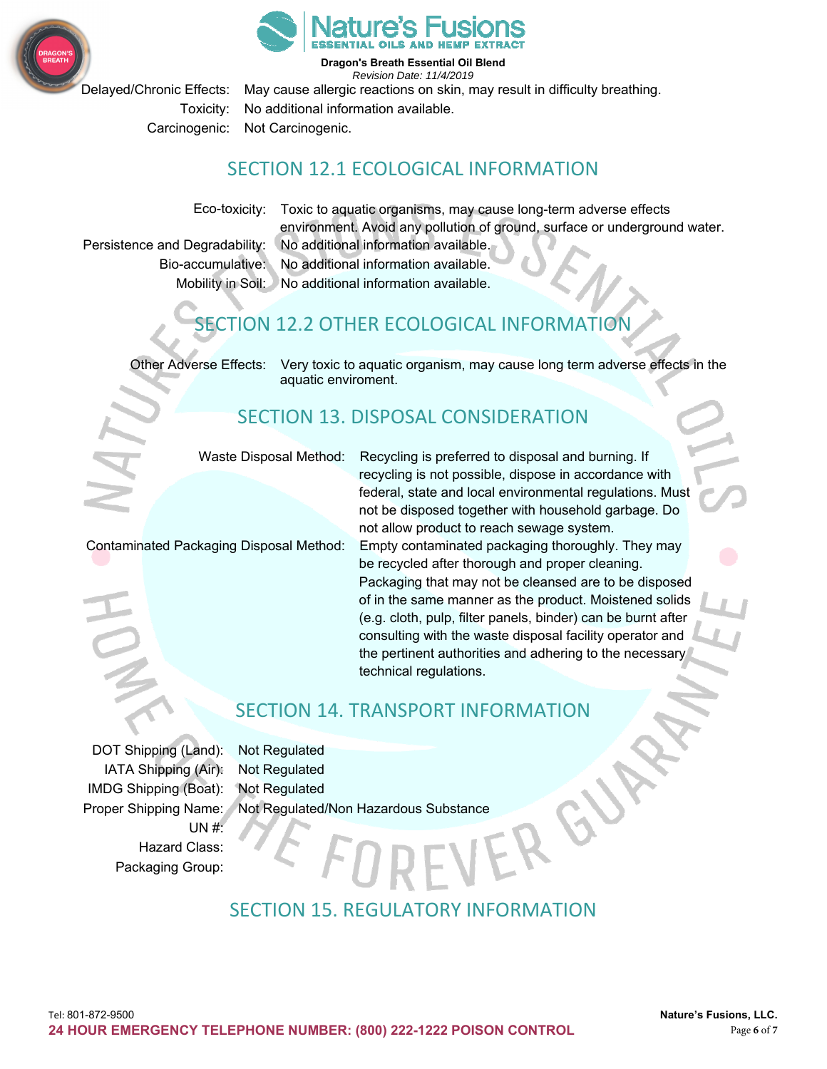Delayed/Chronic Effects: May cause allergic reactions on skin, may result in difficulty breathing.

Toxicity: No additional information available.

Carcinogenic: Not Carcinogenic.

## SECTION 12.1 ECOLOGICAL INFORMATION

Eco-toxicity: Toxic to aquatic organisms, may cause long-term adverse effects environment. Avoid any pollution of ground, surface or underground water.

Persistence and Degradability: No additional information available.

Bio-accumulative: No additional information available.

Mobility in Soil: No additional information available.

## SECTION 12.2 OTHER ECOLOGICAL INFORMATION

Other Adverse Effects: Very toxic to aquatic organism, may cause long term adverse effects in the aquatic enviroment.

## SECTION 13. DISPOSAL CONSIDERATION

Waste Disposal Method: Recycling is preferred to disposal and burning. If recycling is not possible, dispose in accordance with federal, state and local environmental regulations. Must not be disposed together with household garbage. Do not allow product to reach sewage system.

Contaminated Packaging Disposal Method: Empty contaminated packaging thoroughly. They may be recycled after thorough and proper cleaning. Packaging that may not be cleansed are to be disposed of in the same manner as the product. Moistened solids (e.g. cloth, pulp, filter panels, binder) can be burnt after consulting with the waste disposal facility operator and the pertinent authorities and adhering to the necessary technical regulations.

## SECTION 14. TRANSPORT INFORMATION

DOT Shipping (Land): Not Regulated

IATA Shipping (Air): Not Regulated

IMDG Shipping (Boat): Not Regulated

Proper Shipping Name: Not Regulated/Non Hazardous Substance

UN #:

Hazard Class:

Packaging Group:

## SECTION 15. REGULATORY INFORMATION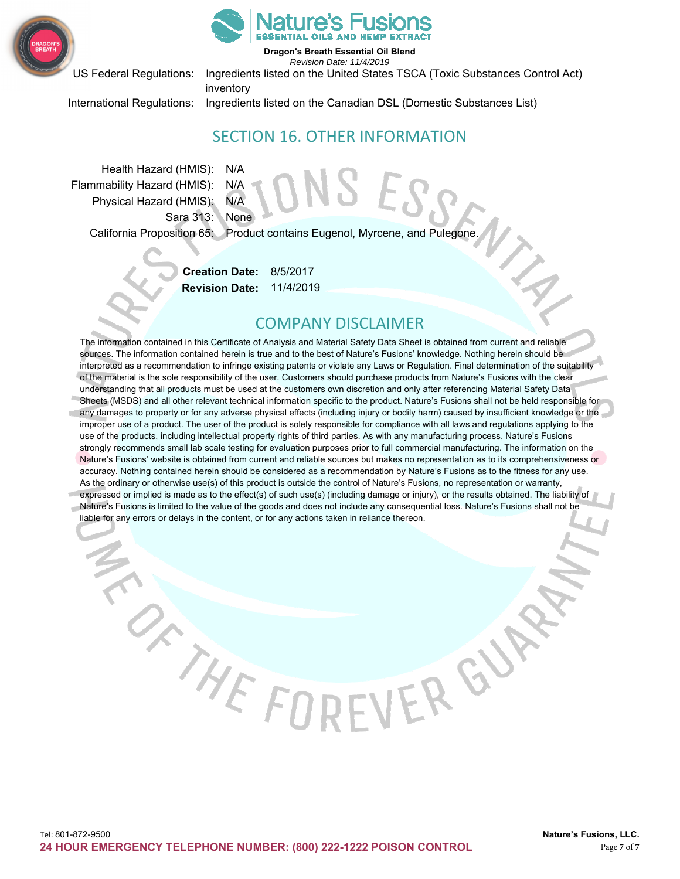US Federal Regulations: Ingredients listed on the United States TSCA (Toxic Substances Control Act) inventory

International Regulations: Ingredients listed on the Canadian DSL (Domestic Substances List)

## SECTION 16. OTHER INFORMATION

| | |
|---|---|
| Health Hazard (HMIS): | N/A |
| Flammability Hazard (HMIS): | N/A |
| Physical Hazard (HMIS): | N/A |
| Sara 313: | None |
| California Proposition 65: | Product contains Eugenol, Myrcene, and Pulegone. |

**Creation Date:** 8/5/2017
**Revision Date:** 11/4/2019

## COMPANY DISCLAIMER

The information contained in this Certificate of Analysis and Material Safety Data Sheet is obtained from current and reliable sources. The information contained herein is true and to the best of Nature's Fusions' knowledge. Nothing herein should be interpreted as a recommendation to infringe existing patents or violate any Laws or Regulation. Final determination of the suitability of the material is the sole responsibility of the user. Customers should purchase products from Nature's Fusions with the clear understanding that all products must be used at the customers own discretion and only after referencing Material Safety Data Sheets (MSDS) and all other relevant technical information specific to the product. Nature's Fusions shall not be held responsible for any damages to property or for any adverse physical effects (including injury or bodily harm) caused by insufficient knowledge or the improper use of a product. The user of the product is solely responsible for compliance with all laws and regulations applying to the use of the products, including intellectual property rights of third parties. As with any manufacturing process, Nature's Fusions strongly recommends small lab scale testing for evaluation purposes prior to full commercial manufacturing. The information on the Nature's Fusions' website is obtained from current and reliable sources but makes no representation as to its comprehensiveness or accuracy. Nothing contained herein should be considered as a recommendation by Nature's Fusions as to the fitness for any use. As the ordinary or otherwise use(s) of this product is outside the control of Nature's Fusions, no representation or warranty, expressed or implied is made as to the effect(s) of such use(s) (including damage or injury), or the results obtained. The liability of Nature's Fusions is limited to the value of the goods and does not include any consequential loss. Nature's Fusions shall not be liable for any errors or delays in the content, or for any actions taken in reliance thereon.